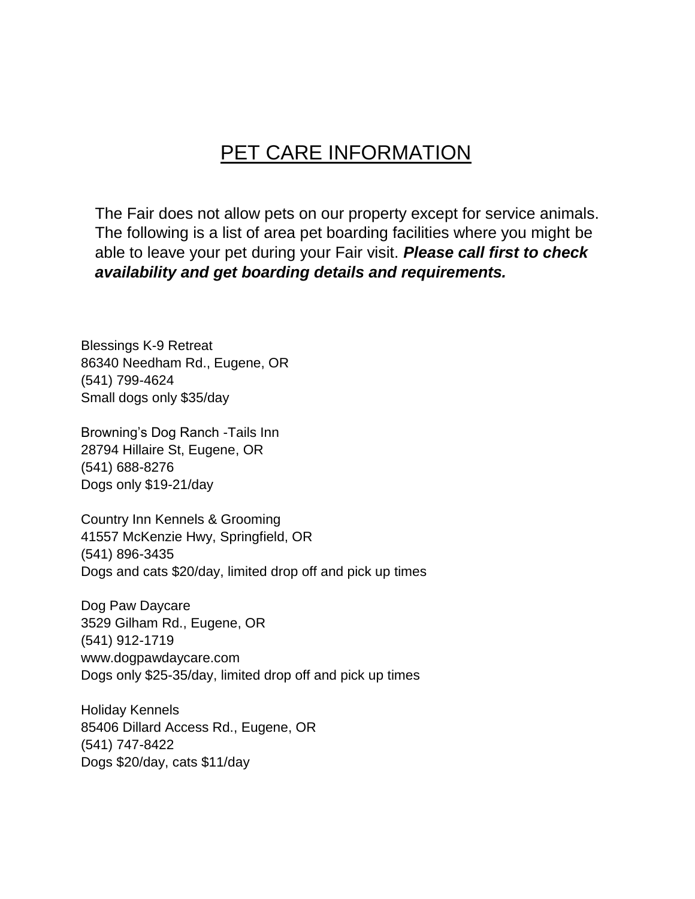# PET CARE INFORMATION

The Fair does not allow pets on our property except for service animals. The following is a list of area pet boarding facilities where you might be able to leave your pet during your Fair visit. ***Please call first to check availability and get boarding details and requirements.***

Blessings K-9 Retreat
86340 Needham Rd., Eugene, OR
(541) 799-4624
Small dogs only $35/day

Browning's Dog Ranch -Tails Inn
28794 Hillaire St, Eugene, OR
(541) 688-8276
Dogs only $19-21/day

Country Inn Kennels & Grooming
41557 McKenzie Hwy, Springfield, OR
(541) 896-3435
Dogs and cats $20/day, limited drop off and pick up times

Dog Paw Daycare
3529 Gilham Rd., Eugene, OR
(541) 912-1719
www.dogpawdaycare.com
Dogs only $25-35/day, limited drop off and pick up times

Holiday Kennels
85406 Dillard Access Rd., Eugene, OR
(541) 747-8422
Dogs $20/day, cats $11/day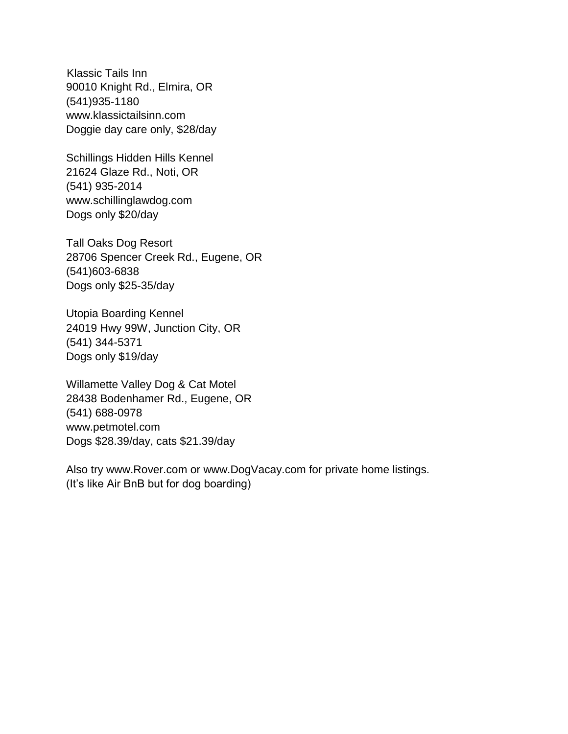Klassic Tails Inn
90010 Knight Rd., Elmira, OR
(541)935-1180
www.klassictailsinn.com
Doggie day care only, $28/day

Schillings Hidden Hills Kennel
21624 Glaze Rd., Noti, OR
(541) 935-2014
www.schillinglawdog.com
Dogs only $20/day

Tall Oaks Dog Resort
28706 Spencer Creek Rd., Eugene, OR
(541)603-6838
Dogs only $25-35/day

Utopia Boarding Kennel
24019 Hwy 99W, Junction City, OR
(541) 344-5371
Dogs only $19/day

Willamette Valley Dog & Cat Motel
28438 Bodenhamer Rd., Eugene, OR
(541) 688-0978
www.petmotel.com
Dogs $28.39/day, cats $21.39/day

Also try www.Rover.com or www.DogVacay.com for private home listings.
(It's like Air BnB but for dog boarding)